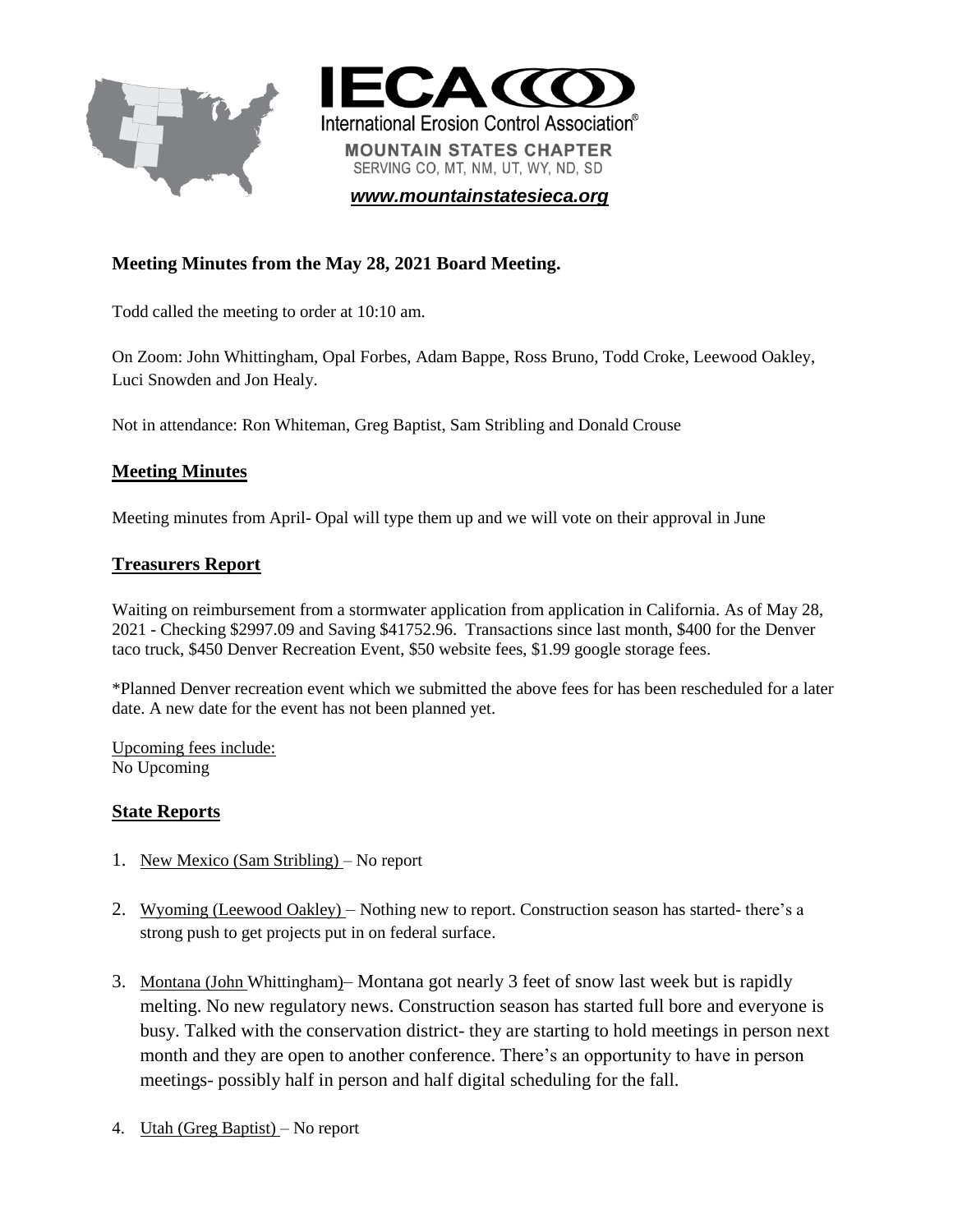IECA

International Erosion Control Association®

**MOUNTAIN STATES CHAPTER**

SERVING CO, MT, NM, UT, WY, ND, SD

***www.mountainstatesieca.org***

### **Meeting Minutes from the May 28, 2021 Board Meeting.**

Todd called the meeting to order at 10:10 am.

On Zoom: John Whittingham, Opal Forbes, Adam Bappe, Ross Bruno, Todd Croke, Leewood Oakley, Luci Snowden and Jon Healy.

Not in attendance: Ron Whiteman, Greg Baptist, Sam Stribling and Donald Crouse

## **Meeting Minutes**

Meeting minutes from April- Opal will type them up and we will vote on their approval in June

## **Treasurers Report**

Waiting on reimbursement from a stormwater application from application in California. As of May 28, 2021 - Checking $2997.09 and Saving $41752.96. Transactions since last month, $400 for the Denver taco truck, $450 Denver Recreation Event, $50 website fees, $1.99 google storage fees.

*Planned Denver recreation event which we submitted the above fees for has been rescheduled for a later date. A new date for the event has not been planned yet.

Upcoming fees include:
No Upcoming

## **State Reports**

1. New Mexico (Sam Stribling) – No report
2. Wyoming (Leewood Oakley) – Nothing new to report. Construction season has started- there's a strong push to get projects put in on federal surface.
3. Montana (John Whittingham)– Montana got nearly 3 feet of snow last week but is rapidly melting. No new regulatory news. Construction season has started full bore and everyone is busy. Talked with the conservation district- they are starting to hold meetings in person next month and they are open to another conference. There's an opportunity to have in person meetings- possibly half in person and half digital scheduling for the fall.
4. Utah (Greg Baptist) – No report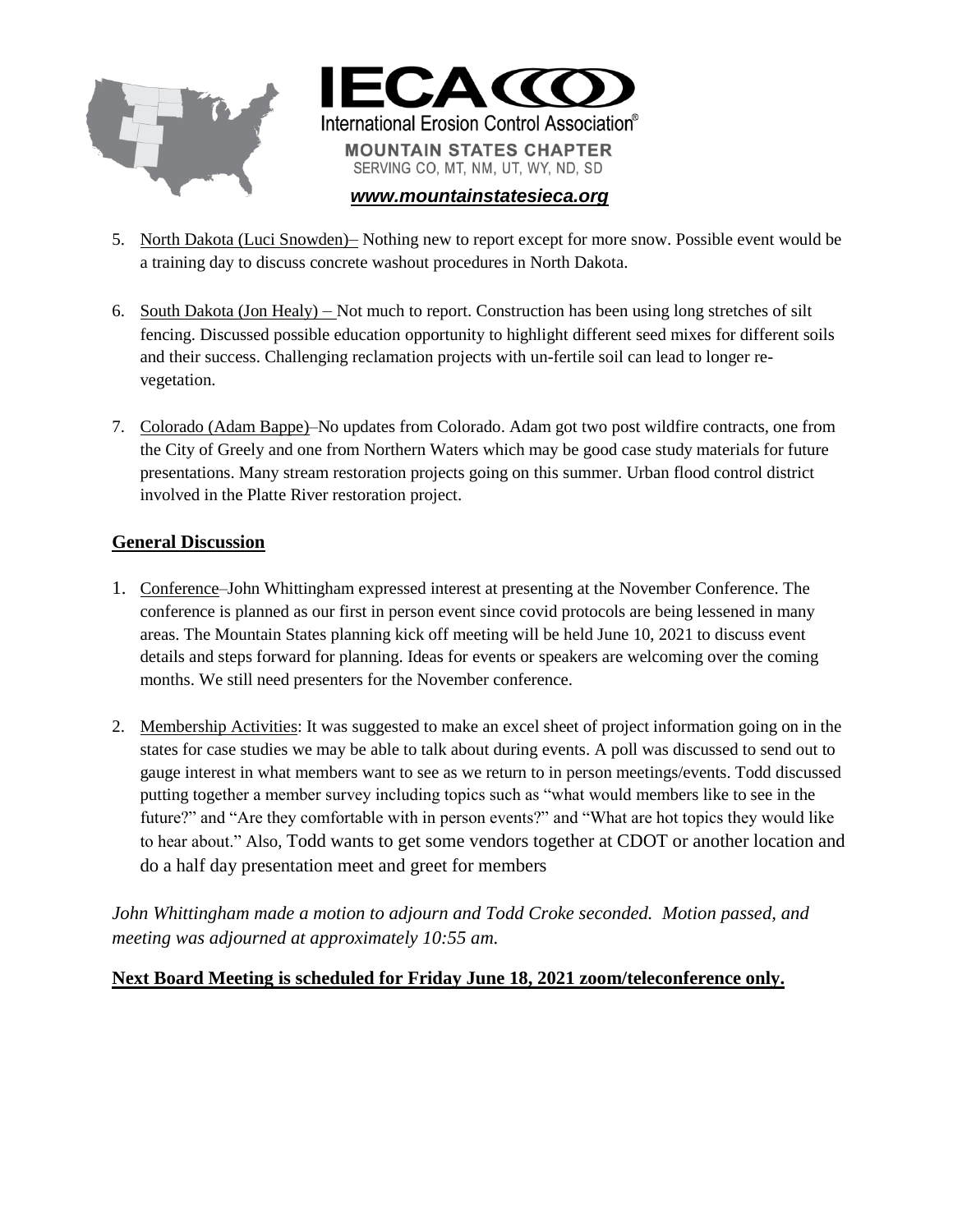IECA

International Erosion Control Association®

MOUNTAIN STATES CHAPTER

SERVING CO, MT, NM, UT, WY, ND, SD

*www.mountainstatesieca.org*

5. North Dakota (Luci Snowden)– Nothing new to report except for more snow. Possible event would be a training day to discuss concrete washout procedures in North Dakota.

6. South Dakota (Jon Healy) – Not much to report. Construction has been using long stretches of silt fencing. Discussed possible education opportunity to highlight different seed mixes for different soils and their success. Challenging reclamation projects with un-fertile soil can lead to longer re-vegetation.

7. Colorado (Adam Bappe)–No updates from Colorado. Adam got two post wildfire contracts, one from the City of Greely and one from Northern Waters which may be good case study materials for future presentations. Many stream restoration projects going on this summer. Urban flood control district involved in the Platte River restoration project.

## General Discussion

1. Conference–John Whittingham expressed interest at presenting at the November Conference. The conference is planned as our first in person event since covid protocols are being lessened in many areas. The Mountain States planning kick off meeting will be held June 10, 2021 to discuss event details and steps forward for planning. Ideas for events or speakers are welcoming over the coming months. We still need presenters for the November conference.

2. Membership Activities: It was suggested to make an excel sheet of project information going on in the states for case studies we may be able to talk about during events. A poll was discussed to send out to gauge interest in what members want to see as we return to in person meetings/events. Todd discussed putting together a member survey including topics such as "what would members like to see in the future?" and "Are they comfortable with in person events?" and "What are hot topics they would like to hear about." Also, Todd wants to get some vendors together at CDOT or another location and do a half day presentation meet and greet for members

*John Whittingham made a motion to adjourn and Todd Croke seconded. Motion passed, and meeting was adjourned at approximately 10:55 am.*

**Next Board Meeting is scheduled for Friday June 18, 2021 zoom/teleconference only.**